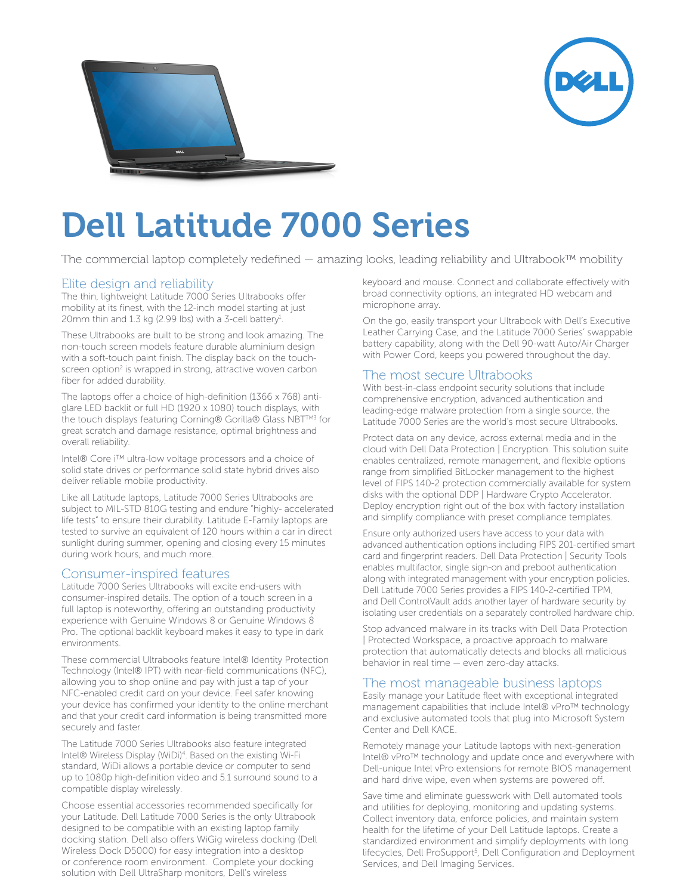# Dell Latitude 7000 Series

The commercial laptop completely redefined — amazing looks, leading reliability and Ultrabook™ mobility

## Elite design and reliability

The thin, lightweight Latitude 7000 Series Ultrabooks offer mobility at its finest, with the 12-inch model starting at just 20mm thin and 1.3 kg (2.99 lbs) with a 3-cell battery[1].

These Ultrabooks are built to be strong and look amazing. The non-touch screen models feature durable aluminium design with a soft-touch paint finish. The display back on the touch-screen option[2] is wrapped in strong, attractive woven carbon fiber for added durability.

The laptops offer a choice of high-definition (1366 x 768) anti-glare LED backlit or full HD (1920 x 1080) touch displays, with the touch displays featuring Corning® Gorilla® Glass NBT™[3] for great scratch and damage resistance, optimal brightness and overall reliability.

Intel® Core i™ ultra-low voltage processors and a choice of solid state drives or performance solid state hybrid drives also deliver reliable mobile productivity.

Like all Latitude laptops, Latitude 7000 Series Ultrabooks are subject to MIL-STD 810G testing and endure "highly- accelerated life tests" to ensure their durability. Latitude E-Family laptops are tested to survive an equivalent of 120 hours within a car in direct sunlight during summer, opening and closing every 15 minutes during work hours, and much more.

## Consumer-inspired features

Latitude 7000 Series Ultrabooks will excite end-users with consumer-inspired details. The option of a touch screen in a full laptop is noteworthy, offering an outstanding productivity experience with Genuine Windows 8 or Genuine Windows 8 Pro. The optional backlit keyboard makes it easy to type in dark environments.

These commercial Ultrabooks feature Intel® Identity Protection Technology (Intel® IPT) with near-field communications (NFC), allowing you to shop online and pay with just a tap of your NFC-enabled credit card on your device. Feel safer knowing your device has confirmed your identity to the online merchant and that your credit card information is being transmitted more securely and faster.

The Latitude 7000 Series Ultrabooks also feature integrated Intel® Wireless Display (WiDi)[4]. Based on the existing Wi-Fi standard, WiDi allows a portable device or computer to send up to 1080p high-definition video and 5.1 surround sound to a compatible display wirelessly.

Choose essential accessories recommended specifically for your Latitude. Dell Latitude 7000 Series is the only Ultrabook designed to be compatible with an existing laptop family docking station. Dell also offers WiGig wireless docking (Dell Wireless Dock D5000) for easy integration into a desktop or conference room environment. Complete your docking solution with Dell UltraSharp monitors, Dell's wireless keyboard and mouse. Connect and collaborate effectively with broad connectivity options, an integrated HD webcam and microphone array.

On the go, easily transport your Ultrabook with Dell's Executive Leather Carrying Case, and the Latitude 7000 Series' swappable battery capability, along with the Dell 90-watt Auto/Air Charger with Power Cord, keeps you powered throughout the day.

## The most secure Ultrabooks

With best-in-class endpoint security solutions that include comprehensive encryption, advanced authentication and leading-edge malware protection from a single source, the Latitude 7000 Series are the world's most secure Ultrabooks.

Protect data on any device, across external media and in the cloud with Dell Data Protection | Encryption. This solution suite enables centralized, remote management, and flexible options range from simplified BitLocker management to the highest level of FIPS 140-2 protection commercially available for system disks with the optional DDP | Hardware Crypto Accelerator. Deploy encryption right out of the box with factory installation and simplify compliance with preset compliance templates.

Ensure only authorized users have access to your data with advanced authentication options including FIPS 201-certified smart card and fingerprint readers. Dell Data Protection | Security Tools enables multifactor, single sign-on and preboot authentication along with integrated management with your encryption policies. Dell Latitude 7000 Series provides a FIPS 140-2-certified TPM, and Dell ControlVault adds another layer of hardware security by isolating user credentials on a separately controlled hardware chip.

Stop advanced malware in its tracks with Dell Data Protection | Protected Workspace, a proactive approach to malware protection that automatically detects and blocks all malicious behavior in real time — even zero-day attacks.

## The most manageable business laptops

Easily manage your Latitude fleet with exceptional integrated management capabilities that include Intel® vPro™ technology and exclusive automated tools that plug into Microsoft System Center and Dell KACE.

Remotely manage your Latitude laptops with next-generation Intel® vPro™ technology and update once and everywhere with Dell-unique Intel vPro extensions for remote BIOS management and hard drive wipe, even when systems are powered off.

Save time and eliminate guesswork with Dell automated tools and utilities for deploying, monitoring and updating systems. Collect inventory data, enforce policies, and maintain system health for the lifetime of your Dell Latitude laptops. Create a standardized environment and simplify deployments with long lifecycles, Dell ProSupport[5], Dell Configuration and Deployment Services, and Dell Imaging Services.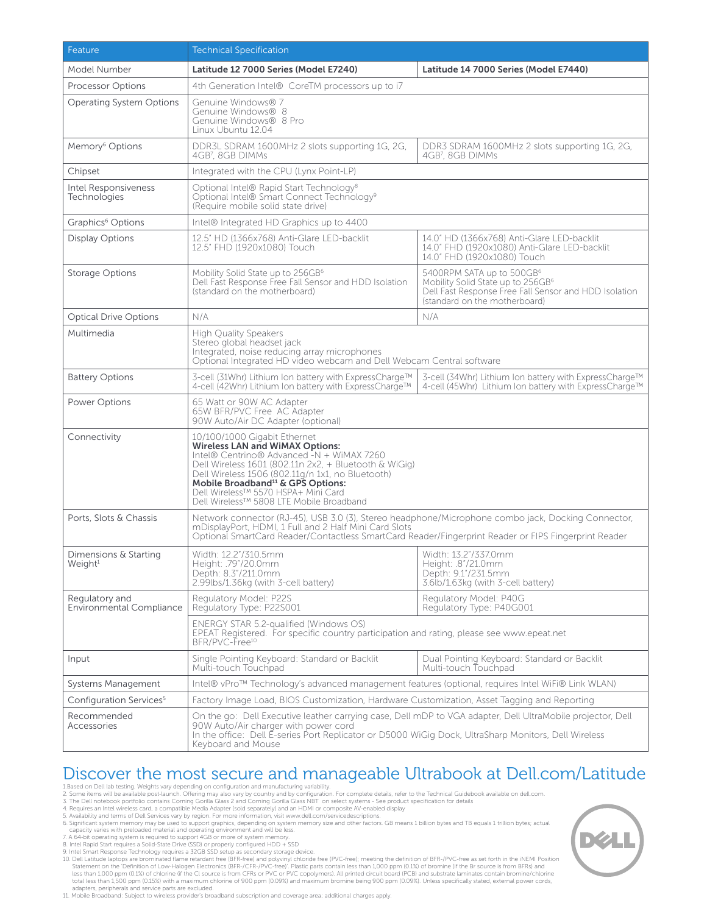| Feature | Technical Specification | |
|---|---|---|
| Model Number | **Latitude 12 7000 Series (Model E7240)** | **Latitude 14 7000 Series (Model E7440)** |
| Processor Options | 4th Generation Intel® CoreTM processors up to i7 | |
| Operating System Options | Genuine Windows® 7<br>Genuine Windows® 8<br>Genuine Windows® 8 Pro<br>Linux Ubuntu 12.04 | |
| Memory[6] Options | DDR3L SDRAM 1600MHz 2 slots supporting 1G, 2G, 4GB[7], 8GB DIMMs | DDR3 SDRAM 1600MHz 2 slots supporting 1G, 2G, 4GB[7], 8GB DIMMs |
| Chipset | Integrated with the CPU (Lynx Point-LP) | |
| Intel Responsiveness Technologies | Optional Intel® Rapid Start Technology[8]<br>Optional Intel® Smart Connect Technology[9]<br>(Require mobile solid state drive) | |
| Graphics[6] Options | Intel® Integrated HD Graphics up to 4400 | |
| Display Options | 12.5" HD (1366x768) Anti-Glare LED-backlit<br>12.5" FHD (1920x1080) Touch | 14.0" HD (1366x768) Anti-Glare LED-backlit<br>14.0" FHD (1920x1080) Anti-Glare LED-backlit<br>14.0" FHD (1920x1080) Touch |
| Storage Options | Mobility Solid State up to 256GB[6]<br>Dell Fast Response Free Fall Sensor and HDD Isolation (standard on the motherboard) | 5400RPM SATA up to 500GB[6]<br>Mobility Solid State up to 256GB[6]<br>Dell Fast Response Free Fall Sensor and HDD Isolation (standard on the motherboard) |
| Optical Drive Options | N/A | N/A |
| Multimedia | High Quality Speakers<br>Stereo global headset jack<br>Integrated, noise reducing array microphones<br>Optional Integrated HD video webcam and Dell Webcam Central software | |
| Battery Options | 3-cell (31Whr) Lithium Ion battery with ExpressCharge™<br>4-cell (42Whr) Lithium Ion battery with ExpressCharge™ | 3-cell (34Whr) Lithium Ion battery with ExpressCharge™<br>4-cell (45Whr) Lithium Ion battery with ExpressCharge™ |
| Power Options | 65 Watt or 90W AC Adapter<br>65W BFR/PVC Free AC Adapter<br>90W Auto/Air DC Adapter (optional) | |
| Connectivity | 10/100/1000 Gigabit Ethernet<br>**Wireless LAN and WiMAX Options:**<br>Intel® Centrino® Advanced -N + WiMAX 7260<br>Dell Wireless 1601 (802.11n 2x2, + Bluetooth & WiGig)<br>Dell Wireless 1506 (802.11g/n 1x1, no Bluetooth)<br>**Mobile Broadband[11] & GPS Options:**<br>Dell Wireless™ 5570 HSPA+ Mini Card<br>Dell Wireless™ 5808 LTE Mobile Broadband | |
| Ports, Slots & Chassis | Network connector (RJ-45), USB 3.0 (3), Stereo headphone/Microphone combo jack, Docking Connector, mDisplayPort, HDMI, 1 Full and 2 Half Mini Card Slots<br>Optional SmartCard Reader/Contactless SmartCard Reader/Fingerprint Reader or FIPS Fingerprint Reader | |
| Dimensions & Starting Weight[1] | Width: 12.2"/310.5mm<br>Height: .79"/20.0mm<br>Depth: 8.3"/211.0mm<br>2.99lbs/1.36kg (with 3-cell battery) | Width: 13.2"/337.0mm<br>Height: .8"/21.0mm<br>Depth: 9.1"/231.5mm<br>3.6lb/1.63kg (with 3-cell battery) |
| Regulatory and Environmental Compliance | Regulatory Model: P22S<br>Regulatory Type: P22S001 | Regulatory Model: P40G<br>Regulatory Type: P40G001 |
| | ENERGY STAR 5.2-qualified (Windows OS)<br>EPEAT Registered. For specific country participation and rating, please see www.epeat.net<br>BFR/PVC-Free[10] | |
| Input | Single Pointing Keyboard: Standard or Backlit<br>Multi-touch Touchpad | Dual Pointing Keyboard: Standard or Backlit<br>Multi-touch Touchpad |
| Systems Management | Intel® vPro™ Technology's advanced management features (optional, requires Intel WiFi® Link WLAN) | |
| Configuration Services[5] | Factory Image Load, BIOS Customization, Hardware Customization, Asset Tagging and Reporting | |
| Recommended Accessories | On the go: Dell Executive leather carrying case, Dell mDP to VGA adapter, Dell UltraMobile projector, Dell 90W Auto/Air charger with power cord<br>In the office: Dell E-series Port Replicator or D5000 WiGig Dock, UltraSharp Monitors, Dell Wireless Keyboard and Mouse | |

## Discover the most secure and manageable Ultrabook at Dell.com/Latitude

1. Based on Dell lab testing. Weights vary depending on configuration and manufacturing variability.
2. Some items will be available post-launch. Offering may also vary by country and by configuration. For complete details, refer to the Technical Guidebook available on dell.com.
3. The Dell notebook portfolio contains Corning Gorilla Glass 2 and Corning Gorilla Glass NBT on select systems - See product specification for details
4. Requires an Intel wireless card, a compatible Media Adapter (sold separately) and an HDMI or composite AV-enabled display
5. Availability and terms of Dell Services vary by region. For more information, visit www.dell.com/servicedescriptions.
6. Significant system memory may be used to support graphics, depending on system memory size and other factors. GB means 1 billion bytes and TB equals 1 trillion bytes; actual capacity varies with preloaded material and operating environment and will be less.
7. A 64-bit operating system is required to support 4GB or more of system memory.
8. Intel Rapid Start requires a Solid-State Drive (SSD) or properly configured HDD + SSD
9. Intel Smart Response Technology requires a 32GB SSD setup as secondary storage device.
10. Dell Latitude laptops are brominated flame retardant free (BFR-free) and polyvinyl chloride free (PVC-free); meeting the definition of BFR-/PVC-free as set forth in the iNEMI Position Statement on the 'Definition of Low-Halogen Electronics (BFR-/CFR-/PVC-free)'. Plastic parts contain less than 1,000 ppm (0.1%) of bromine (if the Br source is from BFRs) and less than 1,000 ppm (0.1%) of chlorine (if the Cl source is from CFRs or PVC or PVC copolymers). All printed circuit board (PCB) and substrate laminates contain bromine/chlorine total less than 1,500 ppm (0.15%) with a maximum chlorine of 900 ppm (0.09%) and maximum bromine being 900 ppm (0.09%). Unless specifically stated, external power cords, adapters, peripherals and service parts are excluded.
11. Mobile Broadband: Subject to wireless provider's broadband subscription and coverage area; additional charges apply.